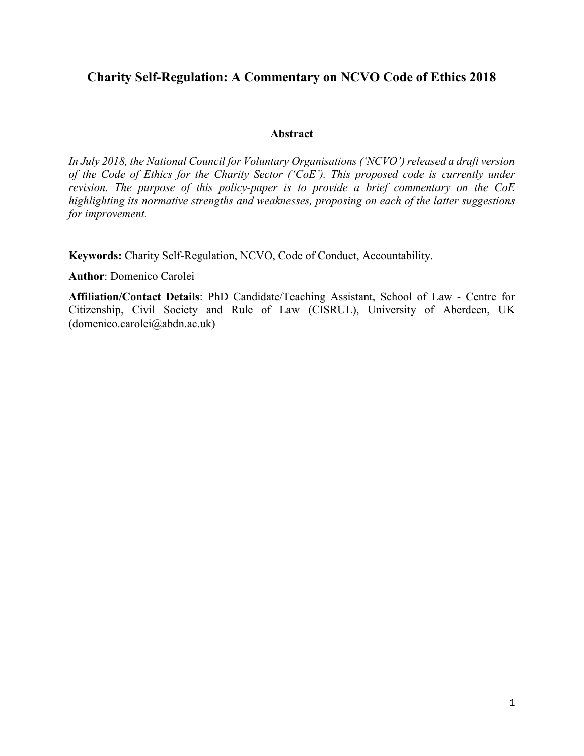# Charity Self-Regulation: A Commentary on NCVO Code of Ethics 2018

## Abstract

*In July 2018, the National Council for Voluntary Organisations ('NCVO') released a draft version of the Code of Ethics for the Charity Sector ('CoE'). This proposed code is currently under revision. The purpose of this policy-paper is to provide a brief commentary on the CoE highlighting its normative strengths and weaknesses, proposing on each of the latter suggestions for improvement.*

**Keywords:** Charity Self-Regulation, NCVO, Code of Conduct, Accountability.

**Author**: Domenico Carolei

**Affiliation/Contact Details**: PhD Candidate/Teaching Assistant, School of Law - Centre for Citizenship, Civil Society and Rule of Law (CISRUL), University of Aberdeen, UK (domenico.carolei@abdn.ac.uk)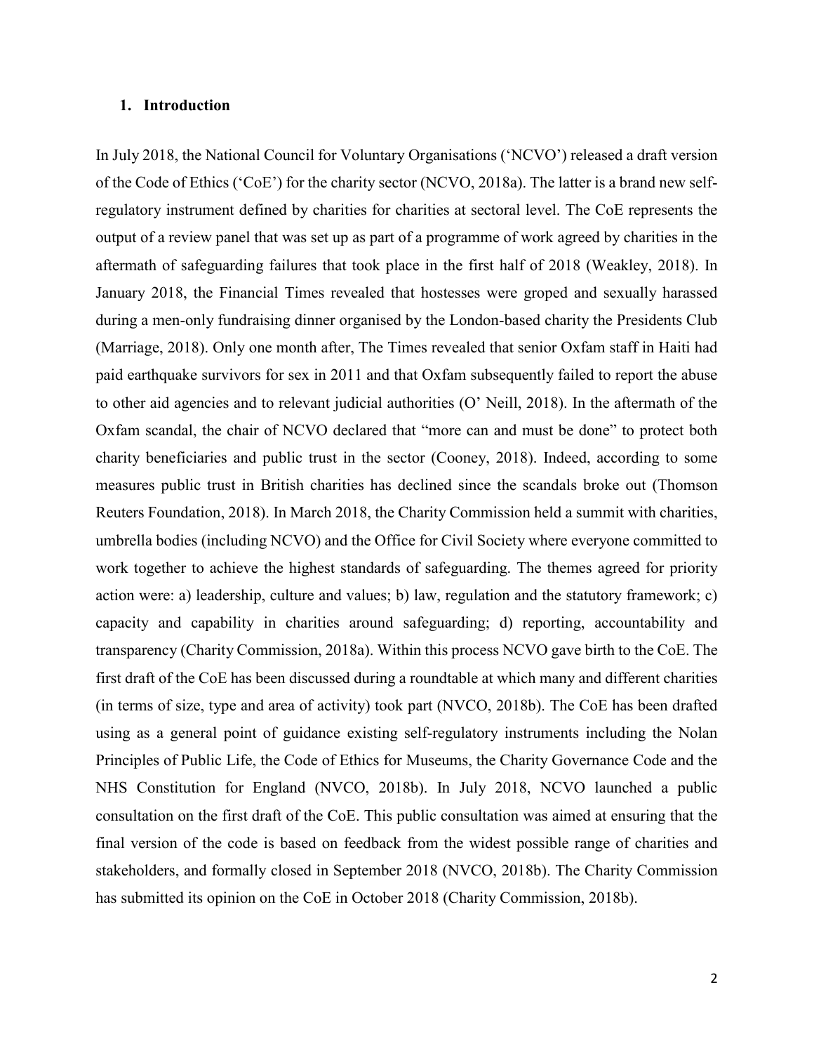## 1. Introduction

In July 2018, the National Council for Voluntary Organisations ('NCVO') released a draft version of the Code of Ethics ('CoE') for the charity sector (NCVO, 2018a). The latter is a brand new self-regulatory instrument defined by charities for charities at sectoral level. The CoE represents the output of a review panel that was set up as part of a programme of work agreed by charities in the aftermath of safeguarding failures that took place in the first half of 2018 (Weakley, 2018). In January 2018, the Financial Times revealed that hostesses were groped and sexually harassed during a men-only fundraising dinner organised by the London-based charity the Presidents Club (Marriage, 2018). Only one month after, The Times revealed that senior Oxfam staff in Haiti had paid earthquake survivors for sex in 2011 and that Oxfam subsequently failed to report the abuse to other aid agencies and to relevant judicial authorities (O' Neill, 2018). In the aftermath of the Oxfam scandal, the chair of NCVO declared that "more can and must be done" to protect both charity beneficiaries and public trust in the sector (Cooney, 2018). Indeed, according to some measures public trust in British charities has declined since the scandals broke out (Thomson Reuters Foundation, 2018). In March 2018, the Charity Commission held a summit with charities, umbrella bodies (including NCVO) and the Office for Civil Society where everyone committed to work together to achieve the highest standards of safeguarding. The themes agreed for priority action were: a) leadership, culture and values; b) law, regulation and the statutory framework; c) capacity and capability in charities around safeguarding; d) reporting, accountability and transparency (Charity Commission, 2018a). Within this process NCVO gave birth to the CoE. The first draft of the CoE has been discussed during a roundtable at which many and different charities (in terms of size, type and area of activity) took part (NVCO, 2018b). The CoE has been drafted using as a general point of guidance existing self-regulatory instruments including the Nolan Principles of Public Life, the Code of Ethics for Museums, the Charity Governance Code and the NHS Constitution for England (NVCO, 2018b). In July 2018, NCVO launched a public consultation on the first draft of the CoE. This public consultation was aimed at ensuring that the final version of the code is based on feedback from the widest possible range of charities and stakeholders, and formally closed in September 2018 (NVCO, 2018b). The Charity Commission has submitted its opinion on the CoE in October 2018 (Charity Commission, 2018b).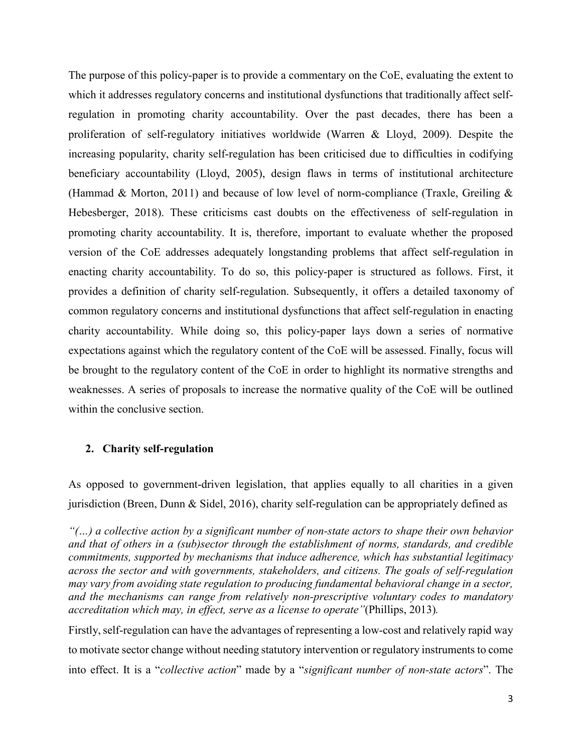The purpose of this policy-paper is to provide a commentary on the CoE, evaluating the extent to which it addresses regulatory concerns and institutional dysfunctions that traditionally affect self-regulation in promoting charity accountability. Over the past decades, there has been a proliferation of self-regulatory initiatives worldwide (Warren & Lloyd, 2009). Despite the increasing popularity, charity self-regulation has been criticised due to difficulties in codifying beneficiary accountability (Lloyd, 2005), design flaws in terms of institutional architecture (Hammad & Morton, 2011) and because of low level of norm-compliance (Traxle, Greiling & Hebesberger, 2018). These criticisms cast doubts on the effectiveness of self-regulation in promoting charity accountability. It is, therefore, important to evaluate whether the proposed version of the CoE addresses adequately longstanding problems that affect self-regulation in enacting charity accountability. To do so, this policy-paper is structured as follows. First, it provides a definition of charity self-regulation. Subsequently, it offers a detailed taxonomy of common regulatory concerns and institutional dysfunctions that affect self-regulation in enacting charity accountability. While doing so, this policy-paper lays down a series of normative expectations against which the regulatory content of the CoE will be assessed. Finally, focus will be brought to the regulatory content of the CoE in order to highlight its normative strengths and weaknesses. A series of proposals to increase the normative quality of the CoE will be outlined within the conclusive section.

## 2. Charity self-regulation

As opposed to government-driven legislation, that applies equally to all charities in a given jurisdiction (Breen, Dunn & Sidel, 2016), charity self-regulation can be appropriately defined as

> *"(…) a collective action by a significant number of non-state actors to shape their own behavior and that of others in a (sub)sector through the establishment of norms, standards, and credible commitments, supported by mechanisms that induce adherence, which has substantial legitimacy across the sector and with governments, stakeholders, and citizens. The goals of self-regulation may vary from avoiding state regulation to producing fundamental behavioral change in a sector, and the mechanisms can range from relatively non-prescriptive voluntary codes to mandatory accreditation which may, in effect, serve as a license to operate"* (Phillips, 2013).

Firstly, self-regulation can have the advantages of representing a low-cost and relatively rapid way to motivate sector change without needing statutory intervention or regulatory instruments to come into effect. It is a "*collective action*" made by a "*significant number of non-state actors*". The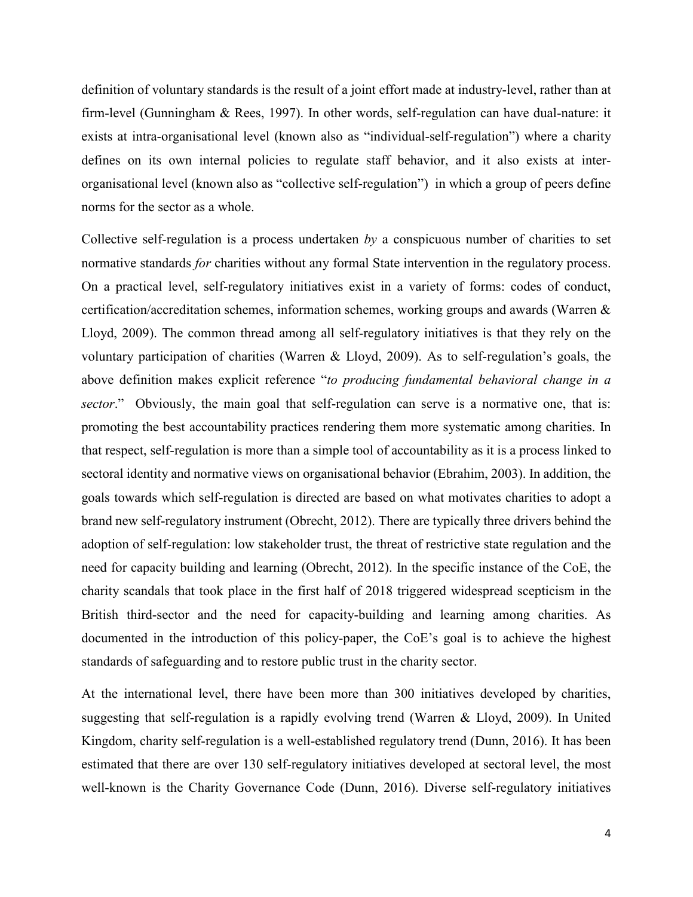definition of voluntary standards is the result of a joint effort made at industry-level, rather than at firm-level (Gunningham & Rees, 1997). In other words, self-regulation can have dual-nature: it exists at intra-organisational level (known also as "individual-self-regulation") where a charity defines on its own internal policies to regulate staff behavior, and it also exists at inter-organisational level (known also as "collective self-regulation") in which a group of peers define norms for the sector as a whole.

Collective self-regulation is a process undertaken *by* a conspicuous number of charities to set normative standards *for* charities without any formal State intervention in the regulatory process. On a practical level, self-regulatory initiatives exist in a variety of forms: codes of conduct, certification/accreditation schemes, information schemes, working groups and awards (Warren & Lloyd, 2009). The common thread among all self-regulatory initiatives is that they rely on the voluntary participation of charities (Warren & Lloyd, 2009). As to self-regulation's goals, the above definition makes explicit reference "*to producing fundamental behavioral change in a sector*." Obviously, the main goal that self-regulation can serve is a normative one, that is: promoting the best accountability practices rendering them more systematic among charities. In that respect, self-regulation is more than a simple tool of accountability as it is a process linked to sectoral identity and normative views on organisational behavior (Ebrahim, 2003). In addition, the goals towards which self-regulation is directed are based on what motivates charities to adopt a brand new self-regulatory instrument (Obrecht, 2012). There are typically three drivers behind the adoption of self-regulation: low stakeholder trust, the threat of restrictive state regulation and the need for capacity building and learning (Obrecht, 2012). In the specific instance of the CoE, the charity scandals that took place in the first half of 2018 triggered widespread scepticism in the British third-sector and the need for capacity-building and learning among charities. As documented in the introduction of this policy-paper, the CoE's goal is to achieve the highest standards of safeguarding and to restore public trust in the charity sector.

At the international level, there have been more than 300 initiatives developed by charities, suggesting that self-regulation is a rapidly evolving trend (Warren & Lloyd, 2009). In United Kingdom, charity self-regulation is a well-established regulatory trend (Dunn, 2016). It has been estimated that there are over 130 self-regulatory initiatives developed at sectoral level, the most well-known is the Charity Governance Code (Dunn, 2016). Diverse self-regulatory initiatives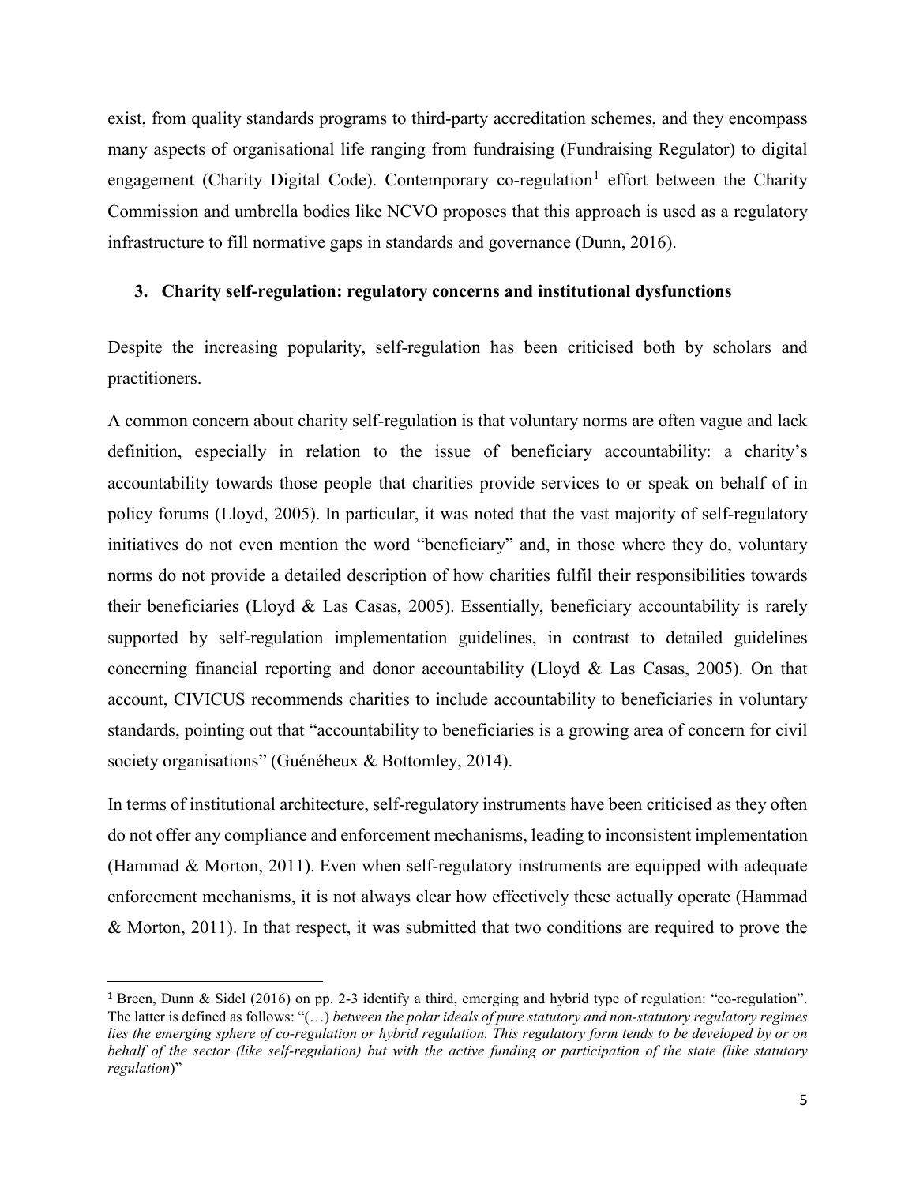exist, from quality standards programs to third-party accreditation schemes, and they encompass many aspects of organisational life ranging from fundraising (Fundraising Regulator) to digital engagement (Charity Digital Code). Contemporary co-regulation[1] effort between the Charity Commission and umbrella bodies like NCVO proposes that this approach is used as a regulatory infrastructure to fill normative gaps in standards and governance (Dunn, 2016).

## 3. Charity self-regulation: regulatory concerns and institutional dysfunctions

Despite the increasing popularity, self-regulation has been criticised both by scholars and practitioners.

A common concern about charity self-regulation is that voluntary norms are often vague and lack definition, especially in relation to the issue of beneficiary accountability: a charity's accountability towards those people that charities provide services to or speak on behalf of in policy forums (Lloyd, 2005). In particular, it was noted that the vast majority of self-regulatory initiatives do not even mention the word "beneficiary" and, in those where they do, voluntary norms do not provide a detailed description of how charities fulfil their responsibilities towards their beneficiaries (Lloyd & Las Casas, 2005). Essentially, beneficiary accountability is rarely supported by self-regulation implementation guidelines, in contrast to detailed guidelines concerning financial reporting and donor accountability (Lloyd & Las Casas, 2005). On that account, CIVICUS recommends charities to include accountability to beneficiaries in voluntary standards, pointing out that "accountability to beneficiaries is a growing area of concern for civil society organisations" (Guénéheux & Bottomley, 2014).

In terms of institutional architecture, self-regulatory instruments have been criticised as they often do not offer any compliance and enforcement mechanisms, leading to inconsistent implementation (Hammad & Morton, 2011). Even when self-regulatory instruments are equipped with adequate enforcement mechanisms, it is not always clear how effectively these actually operate (Hammad & Morton, 2011). In that respect, it was submitted that two conditions are required to prove the

---

[1] Breen, Dunn & Sidel (2016) on pp. 2-3 identify a third, emerging and hybrid type of regulation: "co-regulation". The latter is defined as follows: "(…) *between the polar ideals of pure statutory and non-statutory regulatory regimes lies the emerging sphere of co-regulation or hybrid regulation. This regulatory form tends to be developed by or on behalf of the sector (like self-regulation) but with the active funding or participation of the state (like statutory regulation)*"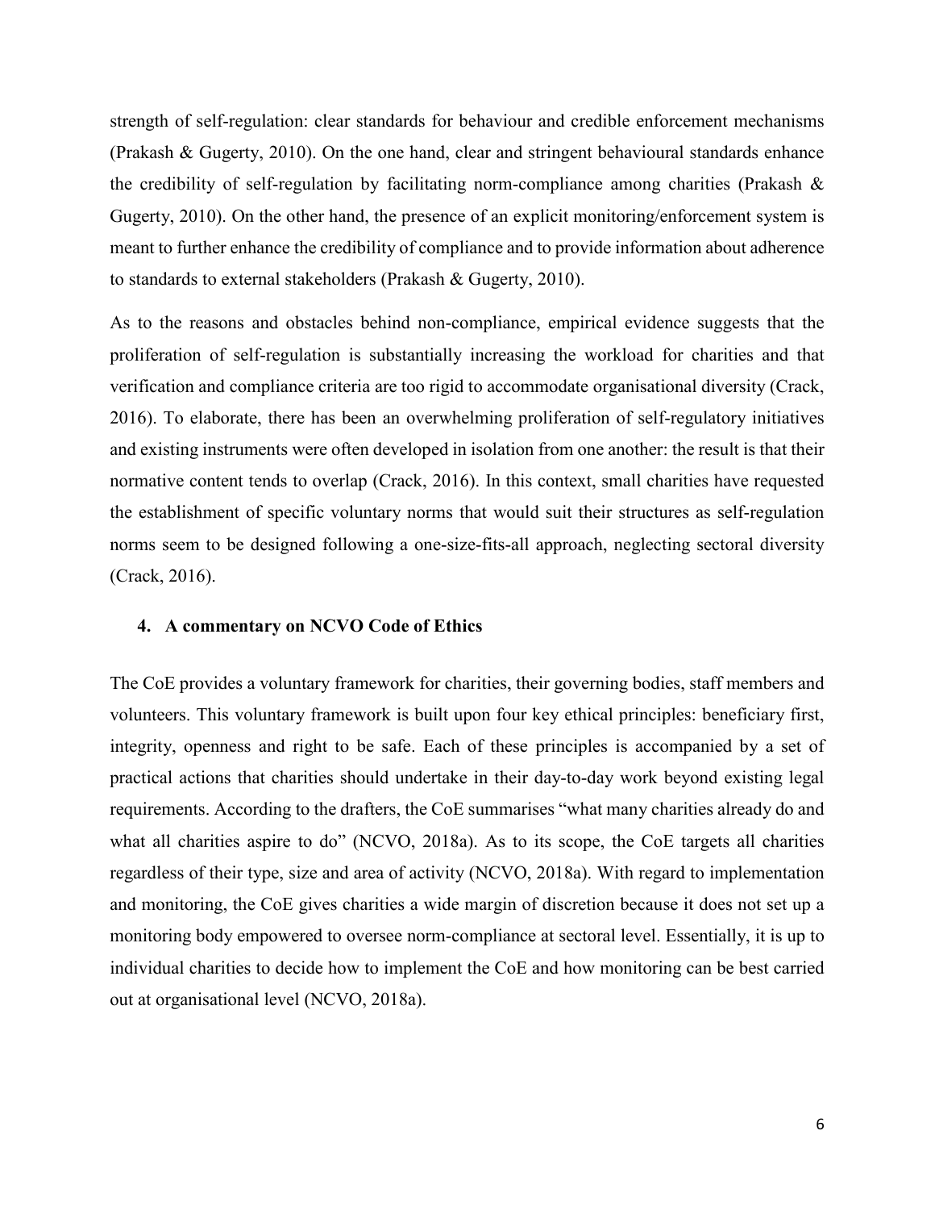strength of self-regulation: clear standards for behaviour and credible enforcement mechanisms (Prakash & Gugerty, 2010). On the one hand, clear and stringent behavioural standards enhance the credibility of self-regulation by facilitating norm-compliance among charities (Prakash & Gugerty, 2010). On the other hand, the presence of an explicit monitoring/enforcement system is meant to further enhance the credibility of compliance and to provide information about adherence to standards to external stakeholders (Prakash & Gugerty, 2010).

As to the reasons and obstacles behind non-compliance, empirical evidence suggests that the proliferation of self-regulation is substantially increasing the workload for charities and that verification and compliance criteria are too rigid to accommodate organisational diversity (Crack, 2016). To elaborate, there has been an overwhelming proliferation of self-regulatory initiatives and existing instruments were often developed in isolation from one another: the result is that their normative content tends to overlap (Crack, 2016). In this context, small charities have requested the establishment of specific voluntary norms that would suit their structures as self-regulation norms seem to be designed following a one-size-fits-all approach, neglecting sectoral diversity (Crack, 2016).

## 4. A commentary on NCVO Code of Ethics

The CoE provides a voluntary framework for charities, their governing bodies, staff members and volunteers. This voluntary framework is built upon four key ethical principles: beneficiary first, integrity, openness and right to be safe. Each of these principles is accompanied by a set of practical actions that charities should undertake in their day-to-day work beyond existing legal requirements. According to the drafters, the CoE summarises "what many charities already do and what all charities aspire to do" (NCVO, 2018a). As to its scope, the CoE targets all charities regardless of their type, size and area of activity (NCVO, 2018a). With regard to implementation and monitoring, the CoE gives charities a wide margin of discretion because it does not set up a monitoring body empowered to oversee norm-compliance at sectoral level. Essentially, it is up to individual charities to decide how to implement the CoE and how monitoring can be best carried out at organisational level (NCVO, 2018a).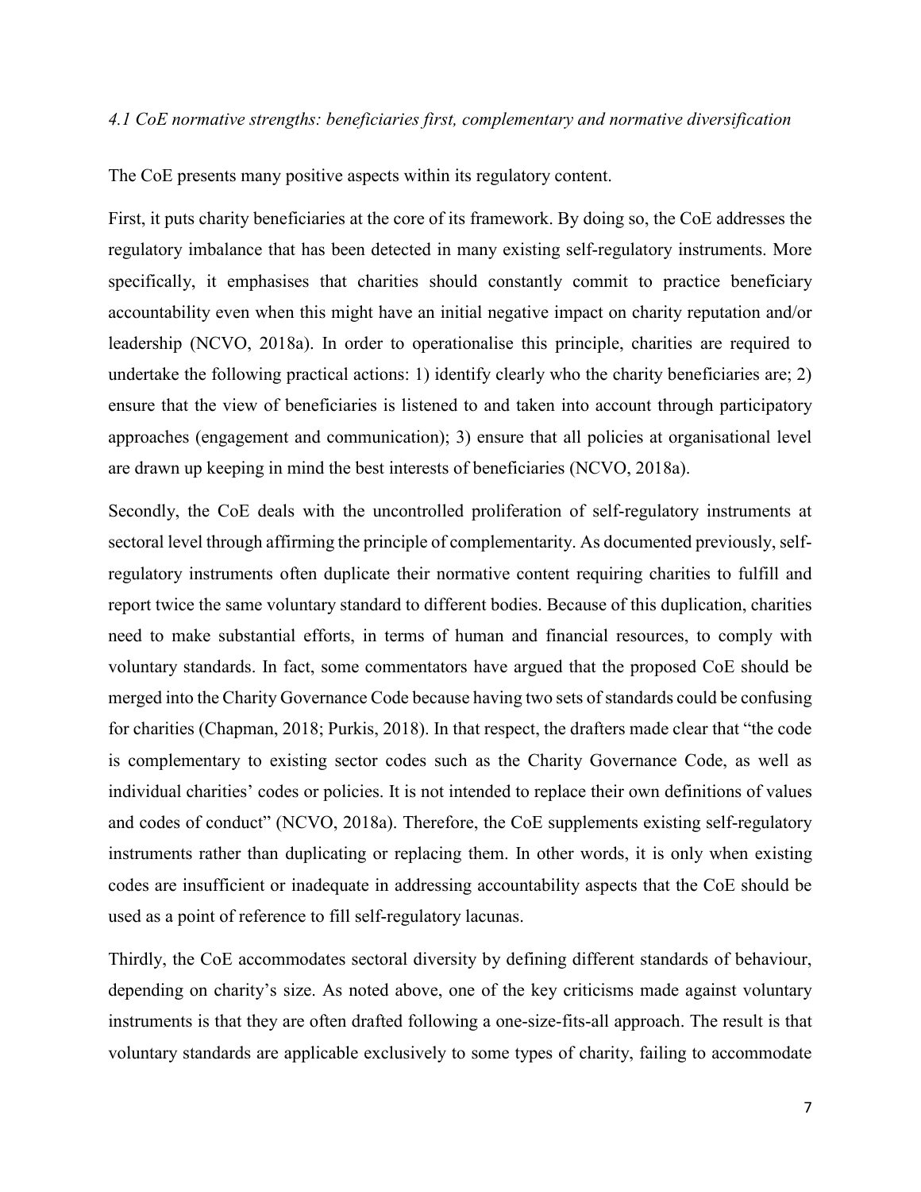*4.1 CoE normative strengths: beneficiaries first, complementary and normative diversification*

The CoE presents many positive aspects within its regulatory content.

First, it puts charity beneficiaries at the core of its framework. By doing so, the CoE addresses the regulatory imbalance that has been detected in many existing self-regulatory instruments. More specifically, it emphasises that charities should constantly commit to practice beneficiary accountability even when this might have an initial negative impact on charity reputation and/or leadership (NCVO, 2018a). In order to operationalise this principle, charities are required to undertake the following practical actions: 1) identify clearly who the charity beneficiaries are; 2) ensure that the view of beneficiaries is listened to and taken into account through participatory approaches (engagement and communication); 3) ensure that all policies at organisational level are drawn up keeping in mind the best interests of beneficiaries (NCVO, 2018a).

Secondly, the CoE deals with the uncontrolled proliferation of self-regulatory instruments at sectoral level through affirming the principle of complementarity. As documented previously, self-regulatory instruments often duplicate their normative content requiring charities to fulfill and report twice the same voluntary standard to different bodies. Because of this duplication, charities need to make substantial efforts, in terms of human and financial resources, to comply with voluntary standards. In fact, some commentators have argued that the proposed CoE should be merged into the Charity Governance Code because having two sets of standards could be confusing for charities (Chapman, 2018; Purkis, 2018). In that respect, the drafters made clear that "the code is complementary to existing sector codes such as the Charity Governance Code, as well as individual charities' codes or policies. It is not intended to replace their own definitions of values and codes of conduct" (NCVO, 2018a). Therefore, the CoE supplements existing self-regulatory instruments rather than duplicating or replacing them. In other words, it is only when existing codes are insufficient or inadequate in addressing accountability aspects that the CoE should be used as a point of reference to fill self-regulatory lacunas.

Thirdly, the CoE accommodates sectoral diversity by defining different standards of behaviour, depending on charity's size. As noted above, one of the key criticisms made against voluntary instruments is that they are often drafted following a one-size-fits-all approach. The result is that voluntary standards are applicable exclusively to some types of charity, failing to accommodate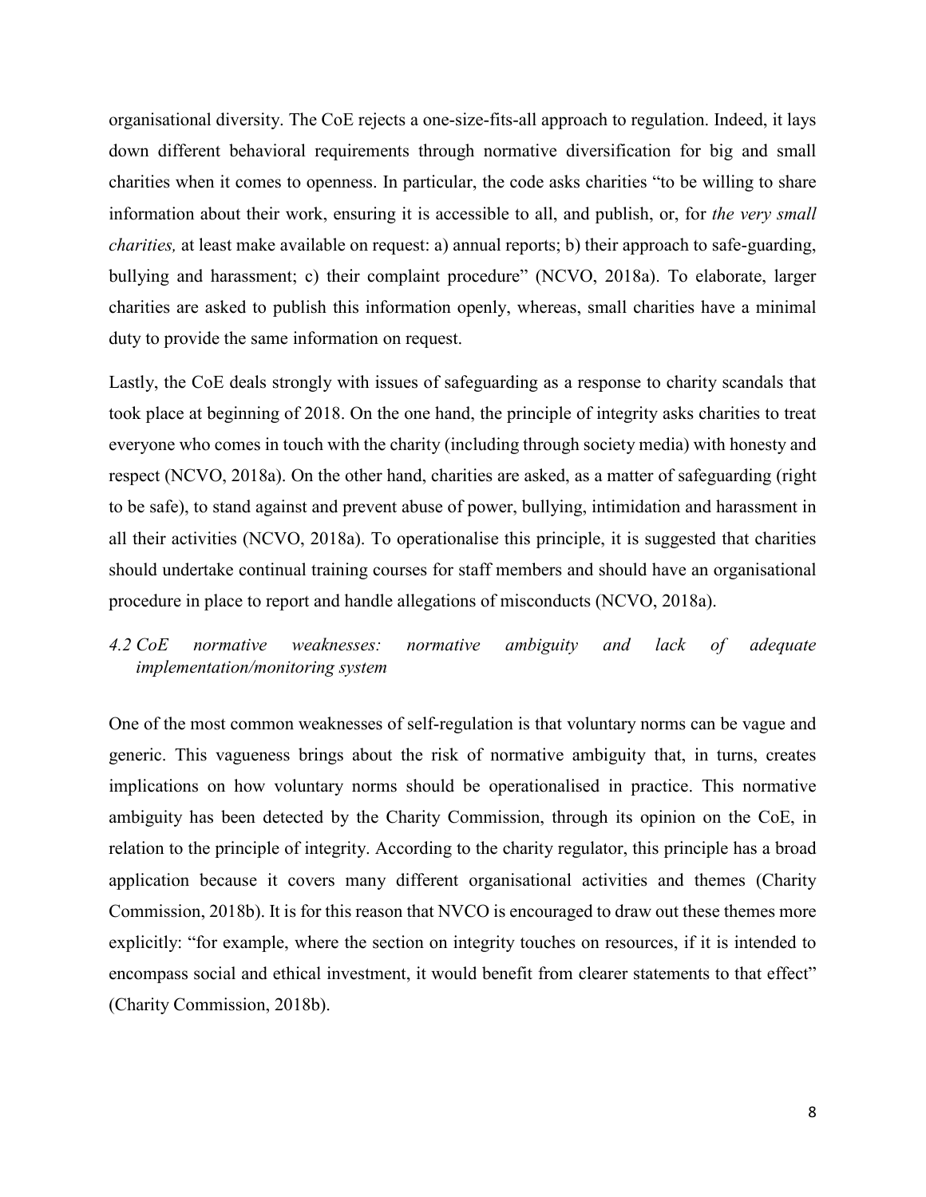organisational diversity. The CoE rejects a one-size-fits-all approach to regulation. Indeed, it lays down different behavioral requirements through normative diversification for big and small charities when it comes to openness. In particular, the code asks charities "to be willing to share information about their work, ensuring it is accessible to all, and publish, or, for *the very small charities,* at least make available on request: a) annual reports; b) their approach to safe-guarding, bullying and harassment; c) their complaint procedure" (NCVO, 2018a). To elaborate, larger charities are asked to publish this information openly, whereas, small charities have a minimal duty to provide the same information on request.

Lastly, the CoE deals strongly with issues of safeguarding as a response to charity scandals that took place at beginning of 2018. On the one hand, the principle of integrity asks charities to treat everyone who comes in touch with the charity (including through society media) with honesty and respect (NCVO, 2018a). On the other hand, charities are asked, as a matter of safeguarding (right to be safe), to stand against and prevent abuse of power, bullying, intimidation and harassment in all their activities (NCVO, 2018a). To operationalise this principle, it is suggested that charities should undertake continual training courses for staff members and should have an organisational procedure in place to report and handle allegations of misconducts (NCVO, 2018a).

### *4.2 CoE normative weaknesses: normative ambiguity and lack of adequate implementation/monitoring system*

One of the most common weaknesses of self-regulation is that voluntary norms can be vague and generic. This vagueness brings about the risk of normative ambiguity that, in turns, creates implications on how voluntary norms should be operationalised in practice. This normative ambiguity has been detected by the Charity Commission, through its opinion on the CoE, in relation to the principle of integrity. According to the charity regulator, this principle has a broad application because it covers many different organisational activities and themes (Charity Commission, 2018b). It is for this reason that NVCO is encouraged to draw out these themes more explicitly: "for example, where the section on integrity touches on resources, if it is intended to encompass social and ethical investment, it would benefit from clearer statements to that effect" (Charity Commission, 2018b).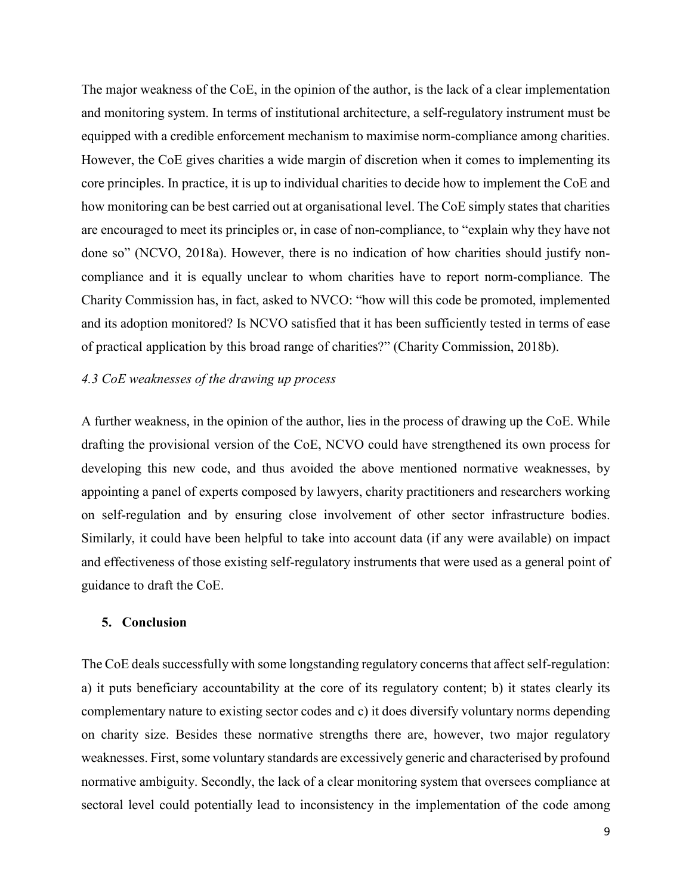The major weakness of the CoE, in the opinion of the author, is the lack of a clear implementation and monitoring system. In terms of institutional architecture, a self-regulatory instrument must be equipped with a credible enforcement mechanism to maximise norm-compliance among charities. However, the CoE gives charities a wide margin of discretion when it comes to implementing its core principles. In practice, it is up to individual charities to decide how to implement the CoE and how monitoring can be best carried out at organisational level. The CoE simply states that charities are encouraged to meet its principles or, in case of non-compliance, to "explain why they have not done so" (NCVO, 2018a). However, there is no indication of how charities should justify non-compliance and it is equally unclear to whom charities have to report norm-compliance. The Charity Commission has, in fact, asked to NVCO: "how will this code be promoted, implemented and its adoption monitored? Is NCVO satisfied that it has been sufficiently tested in terms of ease of practical application by this broad range of charities?" (Charity Commission, 2018b).

### *4.3 CoE weaknesses of the drawing up process*

A further weakness, in the opinion of the author, lies in the process of drawing up the CoE. While drafting the provisional version of the CoE, NCVO could have strengthened its own process for developing this new code, and thus avoided the above mentioned normative weaknesses, by appointing a panel of experts composed by lawyers, charity practitioners and researchers working on self-regulation and by ensuring close involvement of other sector infrastructure bodies. Similarly, it could have been helpful to take into account data (if any were available) on impact and effectiveness of those existing self-regulatory instruments that were used as a general point of guidance to draft the CoE.

## 5. Conclusion

The CoE deals successfully with some longstanding regulatory concerns that affect self-regulation: a) it puts beneficiary accountability at the core of its regulatory content; b) it states clearly its complementary nature to existing sector codes and c) it does diversify voluntary norms depending on charity size. Besides these normative strengths there are, however, two major regulatory weaknesses. First, some voluntary standards are excessively generic and characterised by profound normative ambiguity. Secondly, the lack of a clear monitoring system that oversees compliance at sectoral level could potentially lead to inconsistency in the implementation of the code among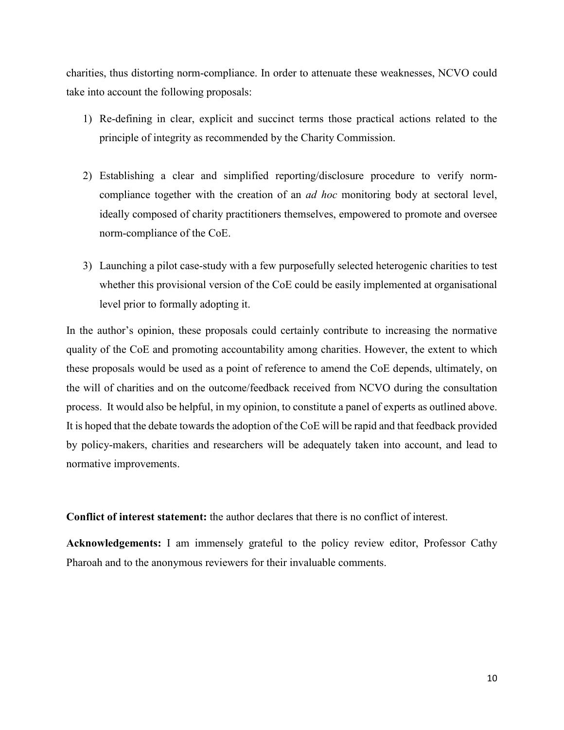charities, thus distorting norm-compliance. In order to attenuate these weaknesses, NCVO could take into account the following proposals:

1) Re-defining in clear, explicit and succinct terms those practical actions related to the principle of integrity as recommended by the Charity Commission.

2) Establishing a clear and simplified reporting/disclosure procedure to verify norm-compliance together with the creation of an *ad hoc* monitoring body at sectoral level, ideally composed of charity practitioners themselves, empowered to promote and oversee norm-compliance of the CoE.

3) Launching a pilot case-study with a few purposefully selected heterogenic charities to test whether this provisional version of the CoE could be easily implemented at organisational level prior to formally adopting it.

In the author's opinion, these proposals could certainly contribute to increasing the normative quality of the CoE and promoting accountability among charities. However, the extent to which these proposals would be used as a point of reference to amend the CoE depends, ultimately, on the will of charities and on the outcome/feedback received from NCVO during the consultation process. It would also be helpful, in my opinion, to constitute a panel of experts as outlined above. It is hoped that the debate towards the adoption of the CoE will be rapid and that feedback provided by policy-makers, charities and researchers will be adequately taken into account, and lead to normative improvements.

**Conflict of interest statement:** the author declares that there is no conflict of interest.

**Acknowledgements:** I am immensely grateful to the policy review editor, Professor Cathy Pharoah and to the anonymous reviewers for their invaluable comments.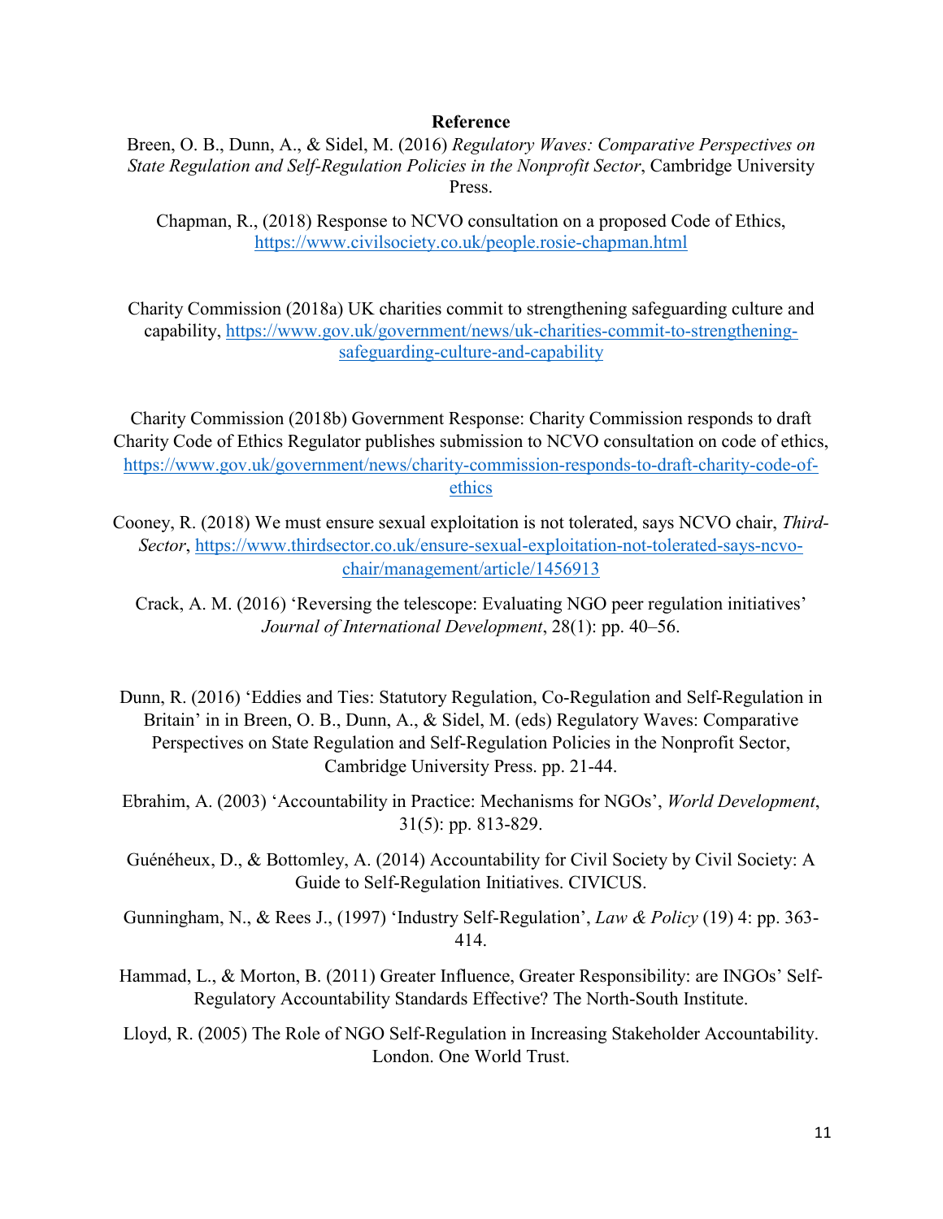**Reference**

Breen, O. B., Dunn, A., & Sidel, M. (2016) *Regulatory Waves: Comparative Perspectives on State Regulation and Self-Regulation Policies in the Nonprofit Sector*, Cambridge University Press.

Chapman, R., (2018) Response to NCVO consultation on a proposed Code of Ethics, https://www.civilsociety.co.uk/people.rosie-chapman.html

Charity Commission (2018a) UK charities commit to strengthening safeguarding culture and capability, https://www.gov.uk/government/news/uk-charities-commit-to-strengthening-safeguarding-culture-and-capability

Charity Commission (2018b) Government Response: Charity Commission responds to draft Charity Code of Ethics Regulator publishes submission to NCVO consultation on code of ethics, https://www.gov.uk/government/news/charity-commission-responds-to-draft-charity-code-of-ethics

Cooney, R. (2018) We must ensure sexual exploitation is not tolerated, says NCVO chair, *Third-Sector*, https://www.thirdsector.co.uk/ensure-sexual-exploitation-not-tolerated-says-ncvo-chair/management/article/1456913

Crack, A. M. (2016) 'Reversing the telescope: Evaluating NGO peer regulation initiatives' *Journal of International Development*, 28(1): pp. 40–56.

Dunn, R. (2016) 'Eddies and Ties: Statutory Regulation, Co-Regulation and Self-Regulation in Britain' in in Breen, O. B., Dunn, A., & Sidel, M. (eds) Regulatory Waves: Comparative Perspectives on State Regulation and Self-Regulation Policies in the Nonprofit Sector, Cambridge University Press. pp. 21-44.

Ebrahim, A. (2003) 'Accountability in Practice: Mechanisms for NGOs', *World Development*, 31(5): pp. 813-829.

Guénéheux, D., & Bottomley, A. (2014) Accountability for Civil Society by Civil Society: A Guide to Self-Regulation Initiatives. CIVICUS.

Gunningham, N., & Rees J., (1997) 'Industry Self-Regulation', *Law & Policy* (19) 4: pp. 363-414.

Hammad, L., & Morton, B. (2011) Greater Influence, Greater Responsibility: are INGOs' Self-Regulatory Accountability Standards Effective? The North-South Institute.

Lloyd, R. (2005) The Role of NGO Self-Regulation in Increasing Stakeholder Accountability. London. One World Trust.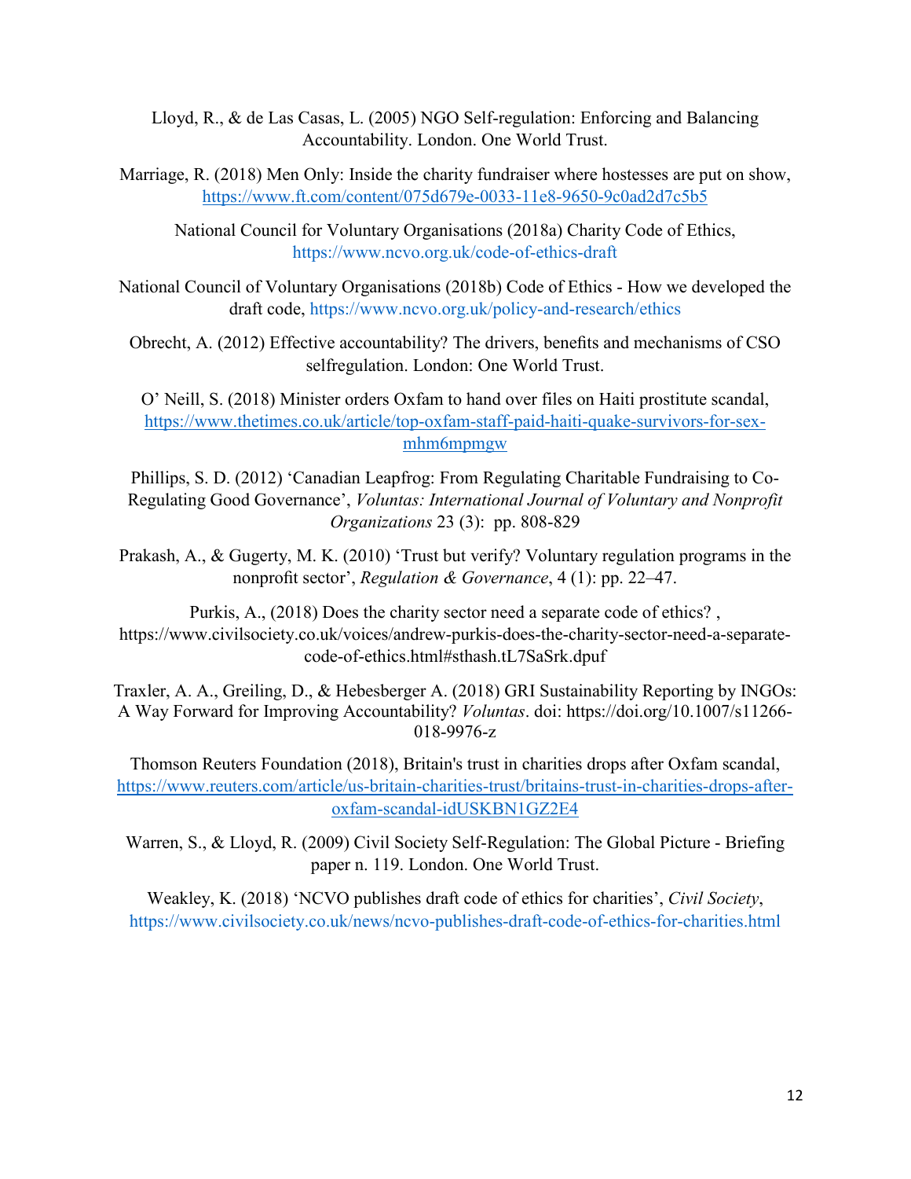Lloyd, R., & de Las Casas, L. (2005) NGO Self-regulation: Enforcing and Balancing Accountability. London. One World Trust.

Marriage, R. (2018) Men Only: Inside the charity fundraiser where hostesses are put on show, https://www.ft.com/content/075d679e-0033-11e8-9650-9c0ad2d7c5b5

National Council for Voluntary Organisations (2018a) Charity Code of Ethics, https://www.ncvo.org.uk/code-of-ethics-draft

National Council of Voluntary Organisations (2018b) Code of Ethics - How we developed the draft code, https://www.ncvo.org.uk/policy-and-research/ethics

Obrecht, A. (2012) Effective accountability? The drivers, benefits and mechanisms of CSO selfregulation. London: One World Trust.

O' Neill, S. (2018) Minister orders Oxfam to hand over files on Haiti prostitute scandal, https://www.thetimes.co.uk/article/top-oxfam-staff-paid-haiti-quake-survivors-for-sex-mhm6mpmgw

Phillips, S. D. (2012) 'Canadian Leapfrog: From Regulating Charitable Fundraising to Co-Regulating Good Governance', *Voluntas: International Journal of Voluntary and Nonprofit Organizations* 23 (3): pp. 808-829

Prakash, A., & Gugerty, M. K. (2010) 'Trust but verify? Voluntary regulation programs in the nonprofit sector', *Regulation & Governance*, 4 (1): pp. 22–47.

Purkis, A., (2018) Does the charity sector need a separate code of ethics? , https://www.civilsociety.co.uk/voices/andrew-purkis-does-the-charity-sector-need-a-separate-code-of-ethics.html#sthash.tL7SaSrk.dpuf

Traxler, A. A., Greiling, D., & Hebesberger A. (2018) GRI Sustainability Reporting by INGOs: A Way Forward for Improving Accountability? *Voluntas*. doi: https://doi.org/10.1007/s11266-018-9976-z

Thomson Reuters Foundation (2018), Britain's trust in charities drops after Oxfam scandal, https://www.reuters.com/article/us-britain-charities-trust/britains-trust-in-charities-drops-after-oxfam-scandal-idUSKBN1GZ2E4

Warren, S., & Lloyd, R. (2009) Civil Society Self-Regulation: The Global Picture - Briefing paper n. 119. London. One World Trust.

Weakley, K. (2018) 'NCVO publishes draft code of ethics for charities', *Civil Society*, https://www.civilsociety.co.uk/news/ncvo-publishes-draft-code-of-ethics-for-charities.html